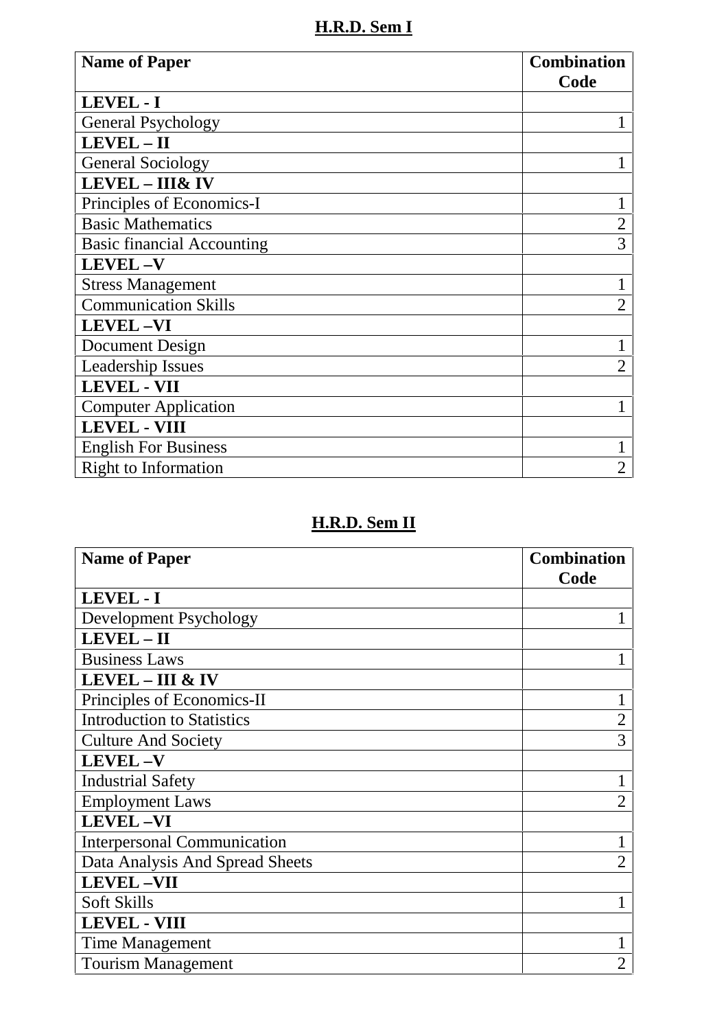## H.R.D. Sem I

| Name of Paper | Combination Code |
|---|---|
| **LEVEL - I** | |
| General Psychology | 1 |
| **LEVEL – II** | |
| General Sociology | 1 |
| **LEVEL – III& IV** | |
| Principles of Economics-I | 1 |
| Basic Mathematics | 2 |
| Basic financial Accounting | 3 |
| **LEVEL –V** | |
| Stress Management | 1 |
| Communication Skills | 2 |
| **LEVEL –VI** | |
| Document Design | 1 |
| Leadership Issues | 2 |
| **LEVEL - VII** | |
| Computer Application | 1 |
| **LEVEL - VIII** | |
| English For Business | 1 |
| Right to Information | 2 |

## H.R.D. Sem II

| Name of Paper | Combination Code |
|---|---|
| **LEVEL - I** | |
| Development Psychology | 1 |
| **LEVEL – II** | |
| Business Laws | 1 |
| **LEVEL – III & IV** | |
| Principles of Economics-II | 1 |
| Introduction to Statistics | 2 |
| Culture And Society | 3 |
| **LEVEL –V** | |
| Industrial Safety | 1 |
| Employment Laws | 2 |
| **LEVEL –VI** | |
| Interpersonal Communication | 1 |
| Data Analysis And Spread Sheets | 2 |
| **LEVEL –VII** | |
| Soft Skills | 1 |
| **LEVEL - VIII** | |
| Time Management | 1 |
| Tourism Management | 2 |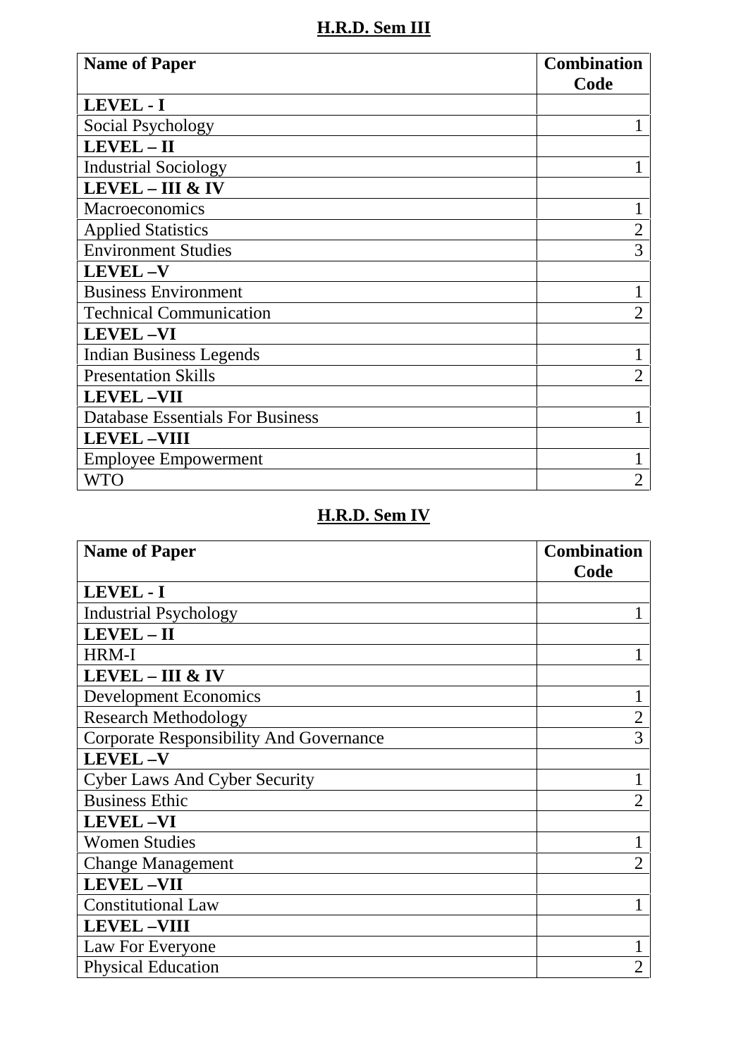## H.R.D. Sem III

| Name of Paper | Combination Code |
|---|---|
| **LEVEL - I** | |
| Social Psychology | 1 |
| **LEVEL – II** | |
| Industrial Sociology | 1 |
| **LEVEL – III & IV** | |
| Macroeconomics | 1 |
| Applied Statistics | 2 |
| Environment Studies | 3 |
| **LEVEL –V** | |
| Business Environment | 1 |
| Technical Communication | 2 |
| **LEVEL –VI** | |
| Indian Business Legends | 1 |
| Presentation Skills | 2 |
| **LEVEL –VII** | |
| Database Essentials For Business | 1 |
| **LEVEL –VIII** | |
| Employee Empowerment | 1 |
| WTO | 2 |

## H.R.D. Sem IV

| Name of Paper | Combination Code |
|---|---|
| **LEVEL - I** | |
| Industrial Psychology | 1 |
| **LEVEL – II** | |
| HRM-I | 1 |
| **LEVEL – III & IV** | |
| Development Economics | 1 |
| Research Methodology | 2 |
| Corporate Responsibility And Governance | 3 |
| **LEVEL –V** | |
| Cyber Laws And Cyber Security | 1 |
| Business Ethic | 2 |
| **LEVEL –VI** | |
| Women Studies | 1 |
| Change Management | 2 |
| **LEVEL –VII** | |
| Constitutional Law | 1 |
| **LEVEL –VIII** | |
| Law For Everyone | 1 |
| Physical Education | 2 |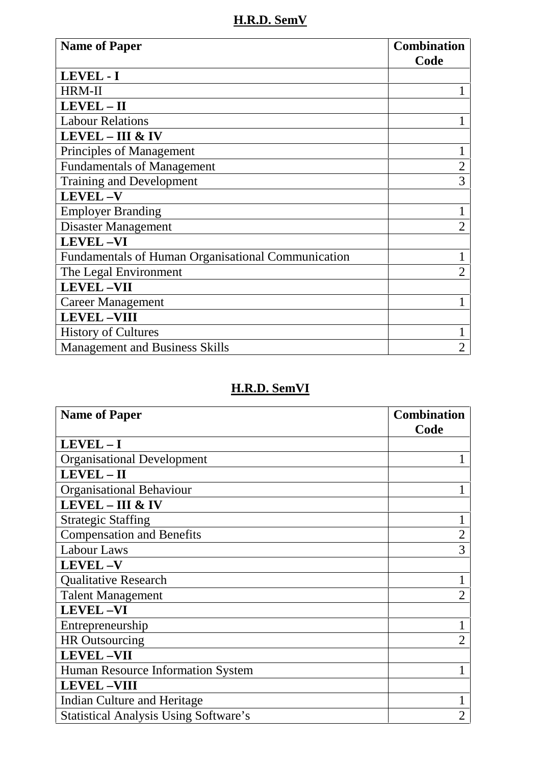## H.R.D. SemV

| **Name of Paper** | **Combination Code** |
|---|---|
| **LEVEL - I** | |
| HRM-II | 1 |
| **LEVEL – II** | |
| Labour Relations | 1 |
| **LEVEL – III & IV** | |
| Principles of Management | 1 |
| Fundamentals of Management | 2 |
| Training and Development | 3 |
| **LEVEL –V** | |
| Employer Branding | 1 |
| Disaster Management | 2 |
| **LEVEL –VI** | |
| Fundamentals of Human Organisational Communication | 1 |
| The Legal Environment | 2 |
| **LEVEL –VII** | |
| Career Management | 1 |
| **LEVEL –VIII** | |
| History of Cultures | 1 |
| Management and Business Skills | 2 |

## H.R.D. SemVI

| **Name of Paper** | **Combination Code** |
|---|---|
| **LEVEL – I** | |
| Organisational Development | 1 |
| **LEVEL – II** | |
| Organisational Behaviour | 1 |
| **LEVEL – III & IV** | |
| Strategic Staffing | 1 |
| Compensation and Benefits | 2 |
| Labour Laws | 3 |
| **LEVEL –V** | |
| Qualitative Research | 1 |
| Talent Management | 2 |
| **LEVEL –VI** | |
| Entrepreneurship | 1 |
| HR Outsourcing | 2 |
| **LEVEL –VII** | |
| Human Resource Information System | 1 |
| **LEVEL –VIII** | |
| Indian Culture and Heritage | 1 |
| Statistical Analysis Using Software's | 2 |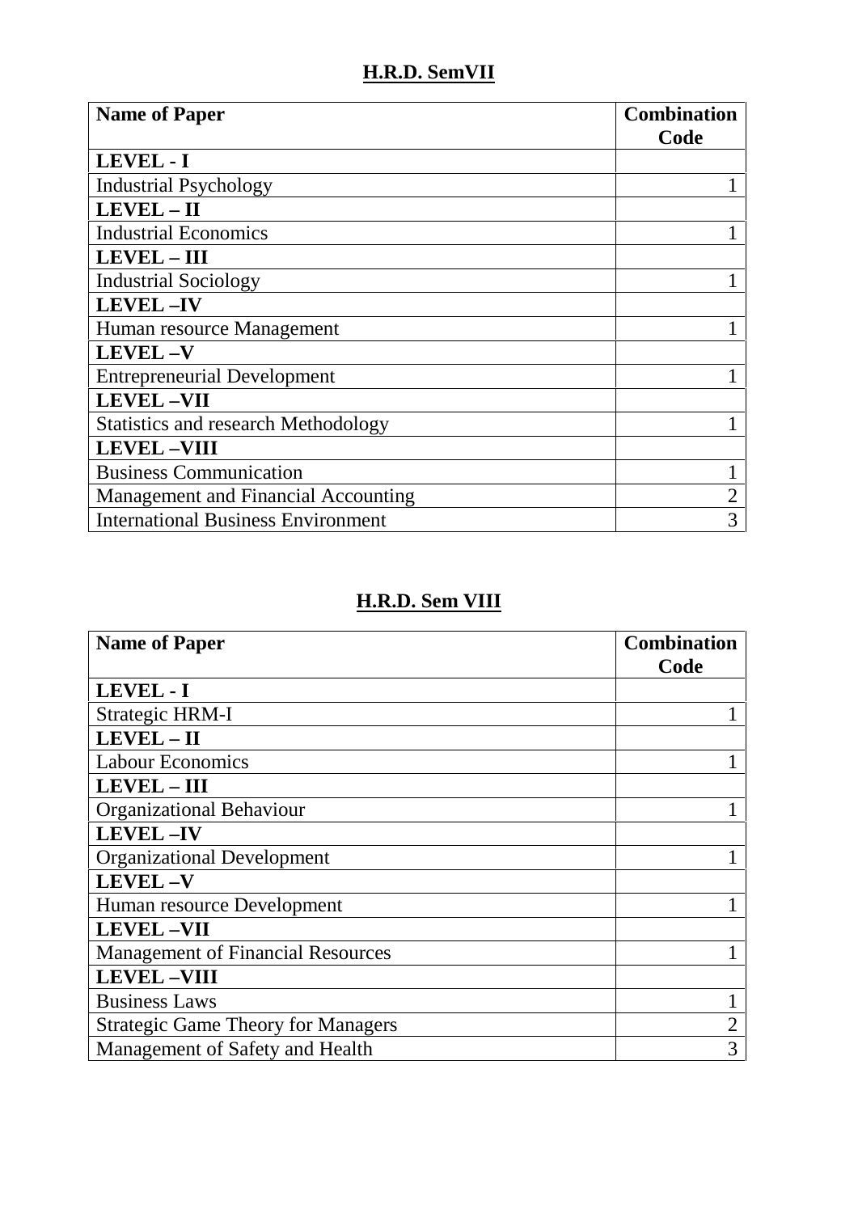## H.R.D. SemVII

| Name of Paper | Combination Code |
|---|---|
| **LEVEL - I** | |
| Industrial Psychology | 1 |
| **LEVEL – II** | |
| Industrial Economics | 1 |
| **LEVEL – III** | |
| Industrial Sociology | 1 |
| **LEVEL –IV** | |
| Human resource Management | 1 |
| **LEVEL –V** | |
| Entrepreneurial Development | 1 |
| **LEVEL –VII** | |
| Statistics and research Methodology | 1 |
| **LEVEL –VIII** | |
| Business Communication | 1 |
| Management and Financial Accounting | 2 |
| International Business Environment | 3 |

## H.R.D. Sem VIII

| Name of Paper | Combination Code |
|---|---|
| **LEVEL - I** | |
| Strategic HRM-I | 1 |
| **LEVEL – II** | |
| Labour Economics | 1 |
| **LEVEL – III** | |
| Organizational Behaviour | 1 |
| **LEVEL –IV** | |
| Organizational Development | 1 |
| **LEVEL –V** | |
| Human resource Development | 1 |
| **LEVEL –VII** | |
| Management of Financial Resources | 1 |
| **LEVEL –VIII** | |
| Business Laws | 1 |
| Strategic Game Theory for Managers | 2 |
| Management of Safety and Health | 3 |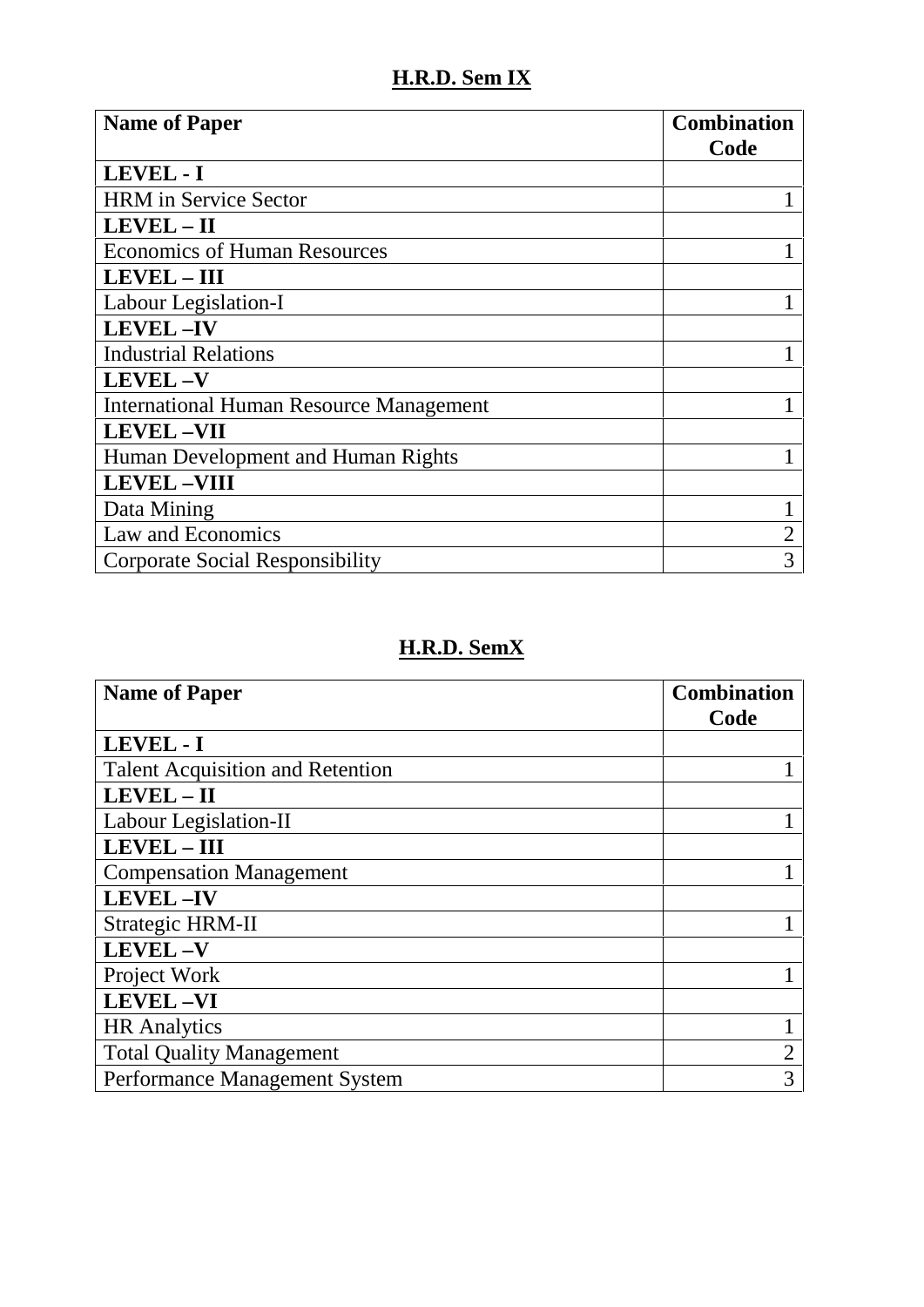## H.R.D. Sem IX

| Name of Paper | Combination Code |
|---|---|
| **LEVEL - I** | |
| HRM in Service Sector | 1 |
| **LEVEL – II** | |
| Economics of Human Resources | 1 |
| **LEVEL – III** | |
| Labour Legislation-I | 1 |
| **LEVEL –IV** | |
| Industrial Relations | 1 |
| **LEVEL –V** | |
| International Human Resource Management | 1 |
| **LEVEL –VII** | |
| Human Development and Human Rights | 1 |
| **LEVEL –VIII** | |
| Data Mining | 1 |
| Law and Economics | 2 |
| Corporate Social Responsibility | 3 |

## H.R.D. SemX

| Name of Paper | Combination Code |
|---|---|
| **LEVEL - I** | |
| Talent Acquisition and Retention | 1 |
| **LEVEL – II** | |
| Labour Legislation-II | 1 |
| **LEVEL – III** | |
| Compensation Management | 1 |
| **LEVEL –IV** | |
| Strategic HRM-II | 1 |
| **LEVEL –V** | |
| Project Work | 1 |
| **LEVEL –VI** | |
| HR Analytics | 1 |
| Total Quality Management | 2 |
| Performance Management System | 3 |